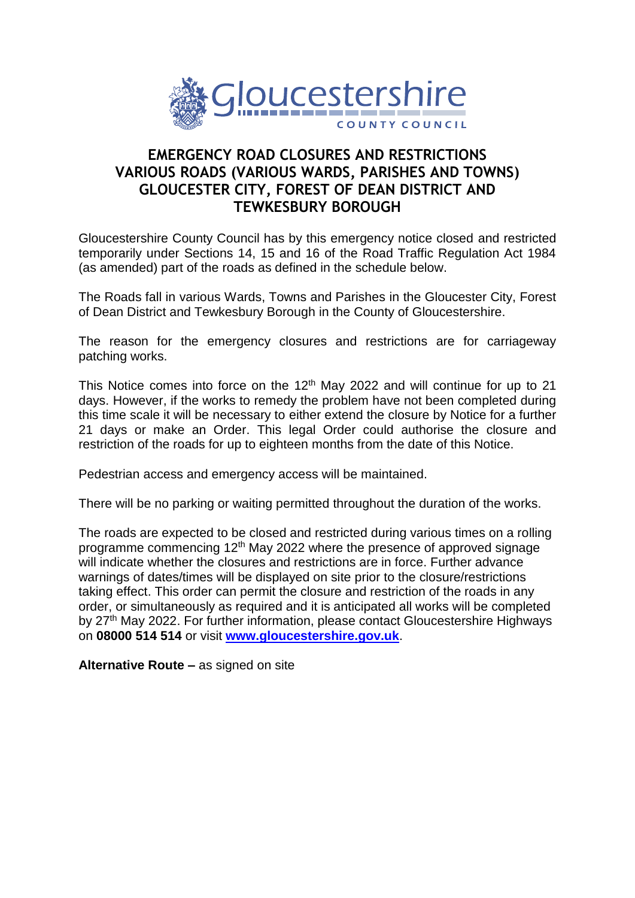Gloucestershire
COUNTY COUNCIL

# EMERGENCY ROAD CLOSURES AND RESTRICTIONS VARIOUS ROADS (VARIOUS WARDS, PARISHES AND TOWNS) GLOUCESTER CITY, FOREST OF DEAN DISTRICT AND TEWKESBURY BOROUGH

Gloucestershire County Council has by this emergency notice closed and restricted temporarily under Sections 14, 15 and 16 of the Road Traffic Regulation Act 1984 (as amended) part of the roads as defined in the schedule below.

The Roads fall in various Wards, Towns and Parishes in the Gloucester City, Forest of Dean District and Tewkesbury Borough in the County of Gloucestershire.

The reason for the emergency closures and restrictions are for carriageway patching works.

This Notice comes into force on the 12th May 2022 and will continue for up to 21 days. However, if the works to remedy the problem have not been completed during this time scale it will be necessary to either extend the closure by Notice for a further 21 days or make an Order. This legal Order could authorise the closure and restriction of the roads for up to eighteen months from the date of this Notice.

Pedestrian access and emergency access will be maintained.

There will be no parking or waiting permitted throughout the duration of the works.

The roads are expected to be closed and restricted during various times on a rolling programme commencing 12th May 2022 where the presence of approved signage will indicate whether the closures and restrictions are in force. Further advance warnings of dates/times will be displayed on site prior to the closure/restrictions taking effect. This order can permit the closure and restriction of the roads in any order, or simultaneously as required and it is anticipated all works will be completed by 27th May 2022. For further information, please contact Gloucestershire Highways on **08000 514 514** or visit **[www.gloucestershire.gov.uk](http://www.gloucestershire.gov.uk)**.

**Alternative Route –** as signed on site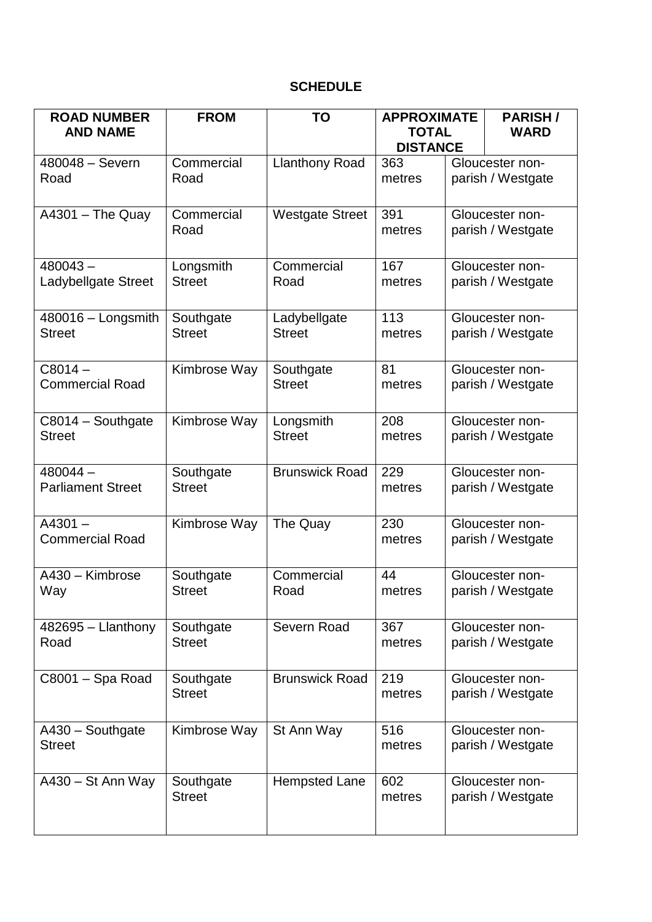**SCHEDULE**

| ROAD NUMBER AND NAME | FROM | TO | APPROXIMATE TOTAL DISTANCE | PARISH / WARD |
|---|---|---|---|---|
| 480048 – Severn Road | Commercial Road | Llanthony Road | 363 metres | Gloucester non-parish / Westgate |
| A4301 – The Quay | Commercial Road | Westgate Street | 391 metres | Gloucester non-parish / Westgate |
| 480043 – Ladybellgate Street | Longsmith Street | Commercial Road | 167 metres | Gloucester non-parish / Westgate |
| 480016 – Longsmith Street | Southgate Street | Ladybellgate Street | 113 metres | Gloucester non-parish / Westgate |
| C8014 – Commercial Road | Kimbrose Way | Southgate Street | 81 metres | Gloucester non-parish / Westgate |
| C8014 – Southgate Street | Kimbrose Way | Longsmith Street | 208 metres | Gloucester non-parish / Westgate |
| 480044 – Parliament Street | Southgate Street | Brunswick Road | 229 metres | Gloucester non-parish / Westgate |
| A4301 – Commercial Road | Kimbrose Way | The Quay | 230 metres | Gloucester non-parish / Westgate |
| A430 – Kimbrose Way | Southgate Street | Commercial Road | 44 metres | Gloucester non-parish / Westgate |
| 482695 – Llanthony Road | Southgate Street | Severn Road | 367 metres | Gloucester non-parish / Westgate |
| C8001 – Spa Road | Southgate Street | Brunswick Road | 219 metres | Gloucester non-parish / Westgate |
| A430 – Southgate Street | Kimbrose Way | St Ann Way | 516 metres | Gloucester non-parish / Westgate |
| A430 – St Ann Way | Southgate Street | Hempsted Lane | 602 metres | Gloucester non-parish / Westgate |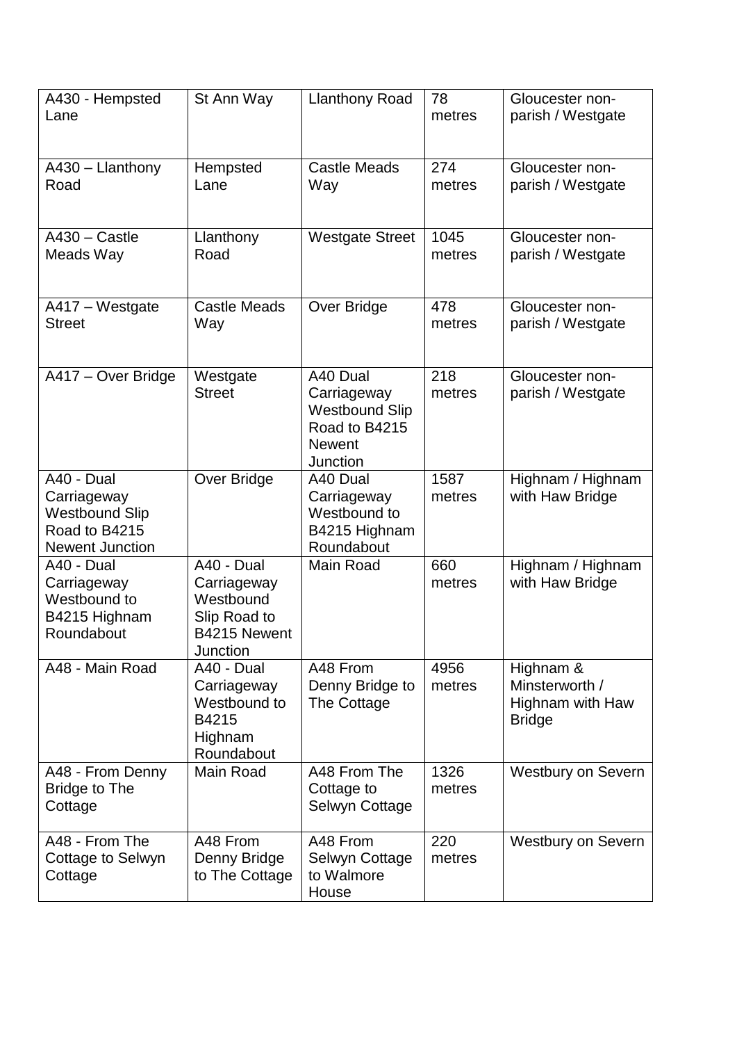| A430 - Hempsted Lane | St Ann Way | Llanthony Road | 78 metres | Gloucester non-parish / Westgate |
|---|---|---|---|---|
| A430 – Llanthony Road | Hempsted Lane | Castle Meads Way | 274 metres | Gloucester non-parish / Westgate |
| A430 – Castle Meads Way | Llanthony Road | Westgate Street | 1045 metres | Gloucester non-parish / Westgate |
| A417 – Westgate Street | Castle Meads Way | Over Bridge | 478 metres | Gloucester non-parish / Westgate |
| A417 – Over Bridge | Westgate Street | A40 Dual Carriageway Westbound Slip Road to B4215 Newent Junction | 218 metres | Gloucester non-parish / Westgate |
| A40 - Dual Carriageway Westbound Slip Road to B4215 Newent Junction | Over Bridge | A40 Dual Carriageway Westbound to B4215 Highnam Roundabout | 1587 metres | Highnam / Highnam with Haw Bridge |
| A40 - Dual Carriageway Westbound to B4215 Highnam Roundabout | A40 - Dual Carriageway Westbound Slip Road to B4215 Newent Junction | Main Road | 660 metres | Highnam / Highnam with Haw Bridge |
| A48 - Main Road | A40 - Dual Carriageway Westbound to B4215 Highnam Roundabout | A48 From Denny Bridge to The Cottage | 4956 metres | Highnam & Minsterworth / Highnam with Haw Bridge |
| A48 - From Denny Bridge to The Cottage | Main Road | A48 From The Cottage to Selwyn Cottage | 1326 metres | Westbury on Severn |
| A48 - From The Cottage to Selwyn Cottage | A48 From Denny Bridge to The Cottage | A48 From Selwyn Cottage to Walmore House | 220 metres | Westbury on Severn |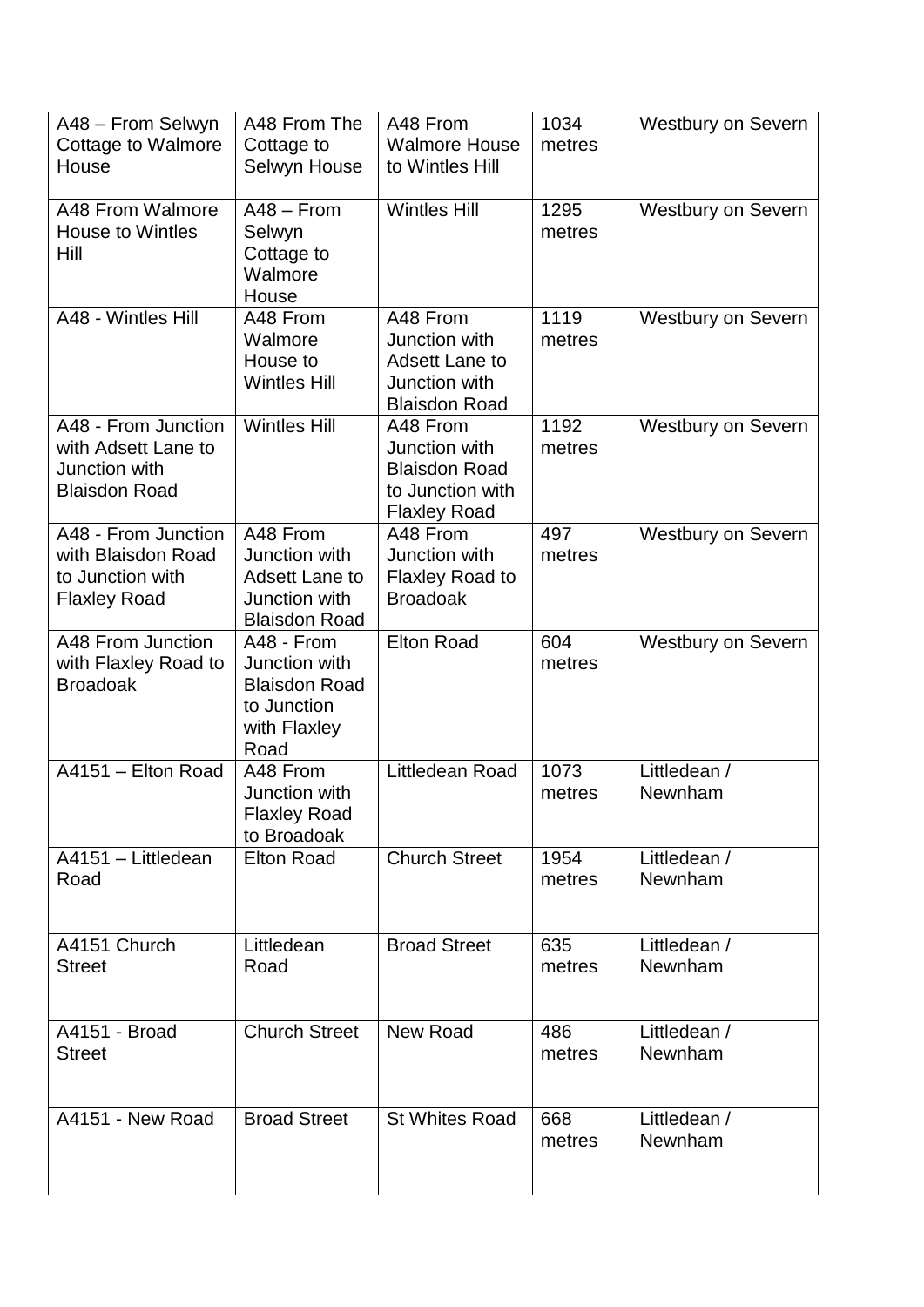| A48 – From Selwyn Cottage to Walmore House | A48 From The Cottage to Selwyn House | A48 From Walmore House to Wintles Hill | 1034 metres | Westbury on Severn |
|---|---|---|---|---|
| A48 From Walmore House to Wintles Hill | A48 – From Selwyn Cottage to Walmore House | Wintles Hill | 1295 metres | Westbury on Severn |
| A48 - Wintles Hill | A48 From Walmore House to Wintles Hill | A48 From Junction with Adsett Lane to Junction with Blaisdon Road | 1119 metres | Westbury on Severn |
| A48 - From Junction with Adsett Lane to Junction with Blaisdon Road | Wintles Hill | A48 From Junction with Blaisdon Road to Junction with Flaxley Road | 1192 metres | Westbury on Severn |
| A48 - From Junction with Blaisdon Road to Junction with Flaxley Road | A48 From Junction with Adsett Lane to Junction with Blaisdon Road | A48 From Junction with Flaxley Road to Broadoak | 497 metres | Westbury on Severn |
| A48 From Junction with Flaxley Road to Broadoak | A48 - From Junction with Blaisdon Road to Junction with Flaxley Road | Elton Road | 604 metres | Westbury on Severn |
| A4151 – Elton Road | A48 From Junction with Flaxley Road to Broadoak | Littledean Road | 1073 metres | Littledean / Newnham |
| A4151 – Littledean Road | Elton Road | Church Street | 1954 metres | Littledean / Newnham |
| A4151 Church Street | Littledean Road | Broad Street | 635 metres | Littledean / Newnham |
| A4151 - Broad Street | Church Street | New Road | 486 metres | Littledean / Newnham |
| A4151 - New Road | Broad Street | St Whites Road | 668 metres | Littledean / Newnham |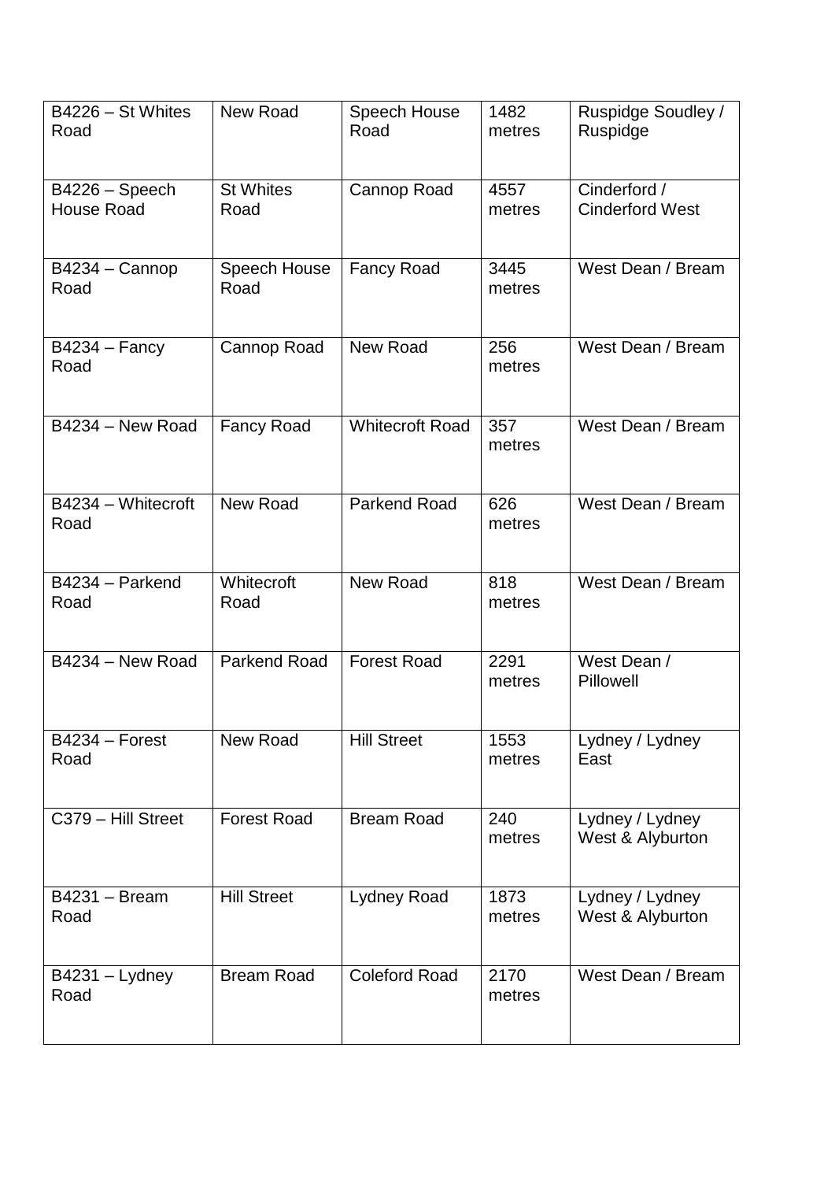| B4226 – St Whites Road | New Road | Speech House Road | 1482 metres | Ruspidge Soudley / Ruspidge |
|---|---|---|---|---|
| B4226 – Speech House Road | St Whites Road | Cannop Road | 4557 metres | Cinderford / Cinderford West |
| B4234 – Cannop Road | Speech House Road | Fancy Road | 3445 metres | West Dean / Bream |
| B4234 – Fancy Road | Cannop Road | New Road | 256 metres | West Dean / Bream |
| B4234 – New Road | Fancy Road | Whitecroft Road | 357 metres | West Dean / Bream |
| B4234 – Whitecroft Road | New Road | Parkend Road | 626 metres | West Dean / Bream |
| B4234 – Parkend Road | Whitecroft Road | New Road | 818 metres | West Dean / Bream |
| B4234 – New Road | Parkend Road | Forest Road | 2291 metres | West Dean / Pillowell |
| B4234 – Forest Road | New Road | Hill Street | 1553 metres | Lydney / Lydney East |
| C379 – Hill Street | Forest Road | Bream Road | 240 metres | Lydney / Lydney West & Alyburton |
| B4231 – Bream Road | Hill Street | Lydney Road | 1873 metres | Lydney / Lydney West & Alyburton |
| B4231 – Lydney Road | Bream Road | Coleford Road | 2170 metres | West Dean / Bream |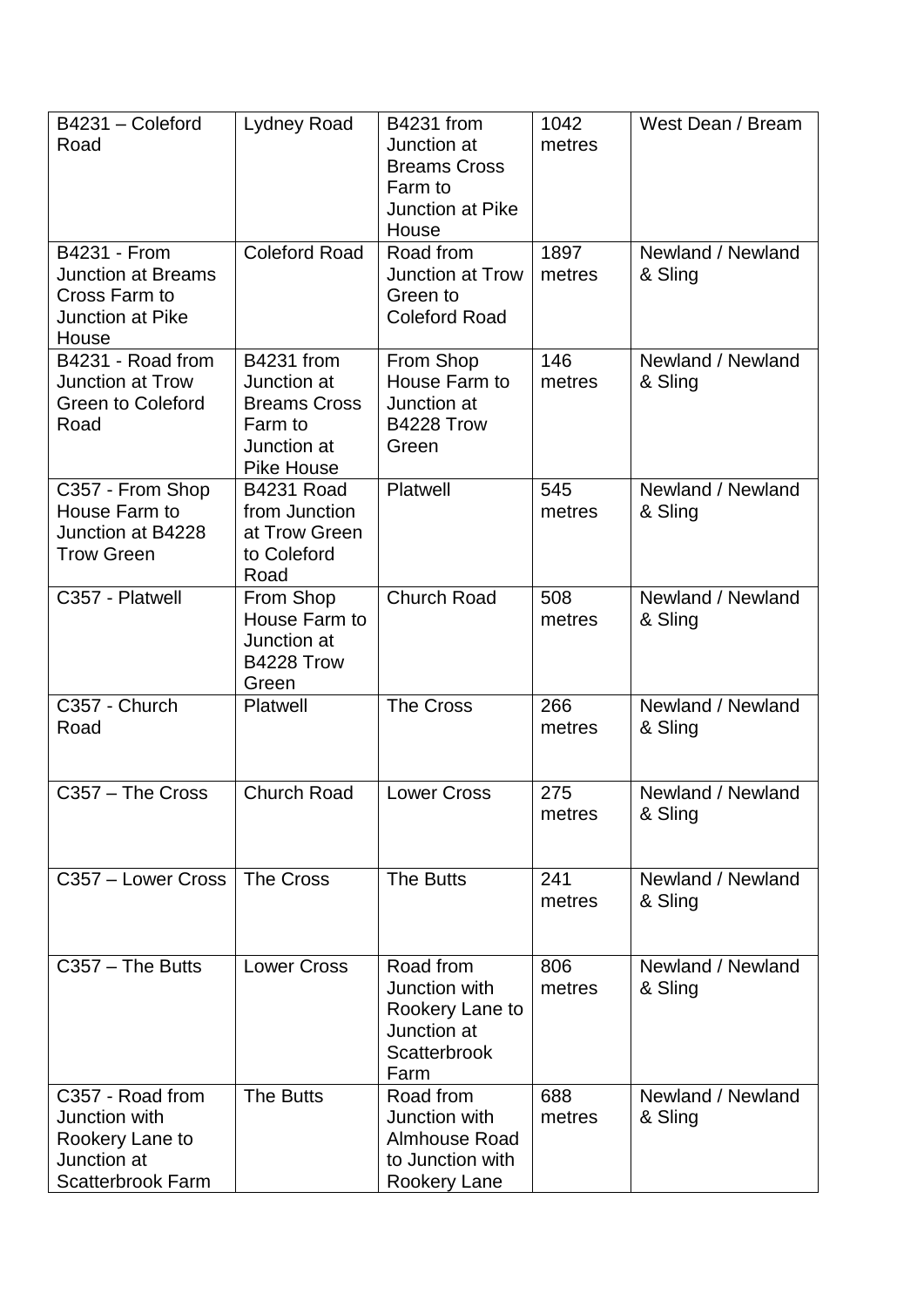| B4231 – Coleford Road | Lydney Road | B4231 from Junction at Breams Cross Farm to Junction at Pike House | 1042 metres | West Dean / Bream |
|---|---|---|---|---|
| B4231 - From Junction at Breams Cross Farm to Junction at Pike House | Coleford Road | Road from Junction at Trow Green to Coleford Road | 1897 metres | Newland / Newland & Sling |
| B4231 - Road from Junction at Trow Green to Coleford Road | B4231 from Junction at Breams Cross Farm to Junction at Pike House | From Shop House Farm to Junction at B4228 Trow Green | 146 metres | Newland / Newland & Sling |
| C357 - From Shop House Farm to Junction at B4228 Trow Green | B4231 Road from Junction at Trow Green to Coleford Road | Platwell | 545 metres | Newland / Newland & Sling |
| C357 - Platwell | From Shop House Farm to Junction at B4228 Trow Green | Church Road | 508 metres | Newland / Newland & Sling |
| C357 - Church Road | Platwell | The Cross | 266 metres | Newland / Newland & Sling |
| C357 – The Cross | Church Road | Lower Cross | 275 metres | Newland / Newland & Sling |
| C357 – Lower Cross | The Cross | The Butts | 241 metres | Newland / Newland & Sling |
| C357 – The Butts | Lower Cross | Road from Junction with Rookery Lane to Junction at Scatterbrook Farm | 806 metres | Newland / Newland & Sling |
| C357 - Road from Junction with Rookery Lane to Junction at Scatterbrook Farm | The Butts | Road from Junction with Almhouse Road to Junction with Rookery Lane | 688 metres | Newland / Newland & Sling |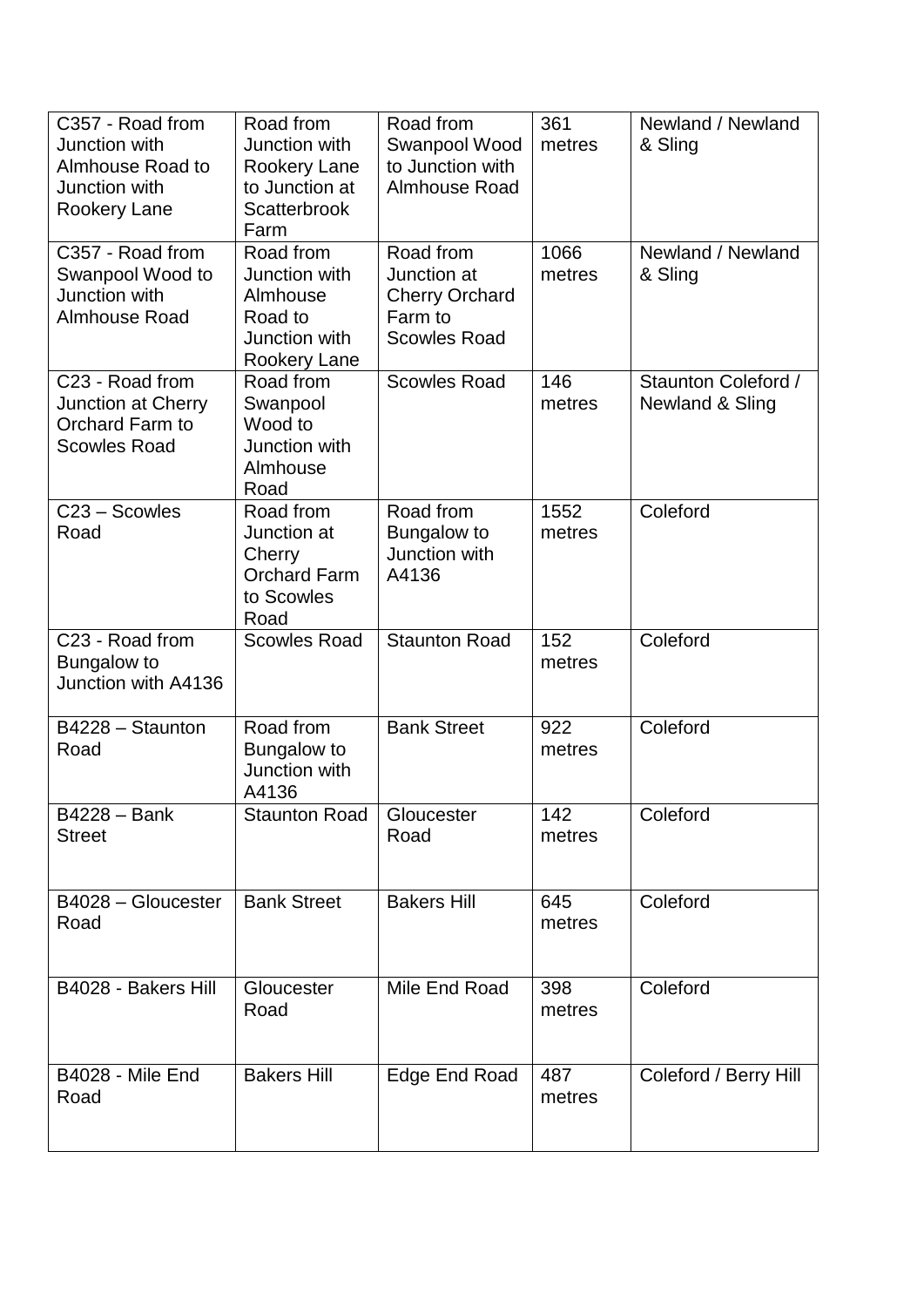| C357 - Road from Junction with Almhouse Road to Junction with Rookery Lane | Road from Junction with Rookery Lane to Junction at Scatterbrook Farm | Road from Swanpool Wood to Junction with Almhouse Road | 361 metres | Newland / Newland & Sling |
|---|---|---|---|---|
| C357 - Road from Swanpool Wood to Junction with Almhouse Road | Road from Junction with Almhouse Road to Junction with Rookery Lane | Road from Junction at Cherry Orchard Farm to Scowles Road | 1066 metres | Newland / Newland & Sling |
| C23 - Road from Junction at Cherry Orchard Farm to Scowles Road | Road from Swanpool Wood to Junction with Almhouse Road | Scowles Road | 146 metres | Staunton Coleford / Newland & Sling |
| C23 – Scowles Road | Road from Junction at Cherry Orchard Farm to Scowles Road | Road from Bungalow to Junction with A4136 | 1552 metres | Coleford |
| C23 - Road from Bungalow to Junction with A4136 | Scowles Road | Staunton Road | 152 metres | Coleford |
| B4228 – Staunton Road | Road from Bungalow to Junction with A4136 | Bank Street | 922 metres | Coleford |
| B4228 – Bank Street | Staunton Road | Gloucester Road | 142 metres | Coleford |
| B4028 – Gloucester Road | Bank Street | Bakers Hill | 645 metres | Coleford |
| B4028 - Bakers Hill | Gloucester Road | Mile End Road | 398 metres | Coleford |
| B4028 - Mile End Road | Bakers Hill | Edge End Road | 487 metres | Coleford / Berry Hill |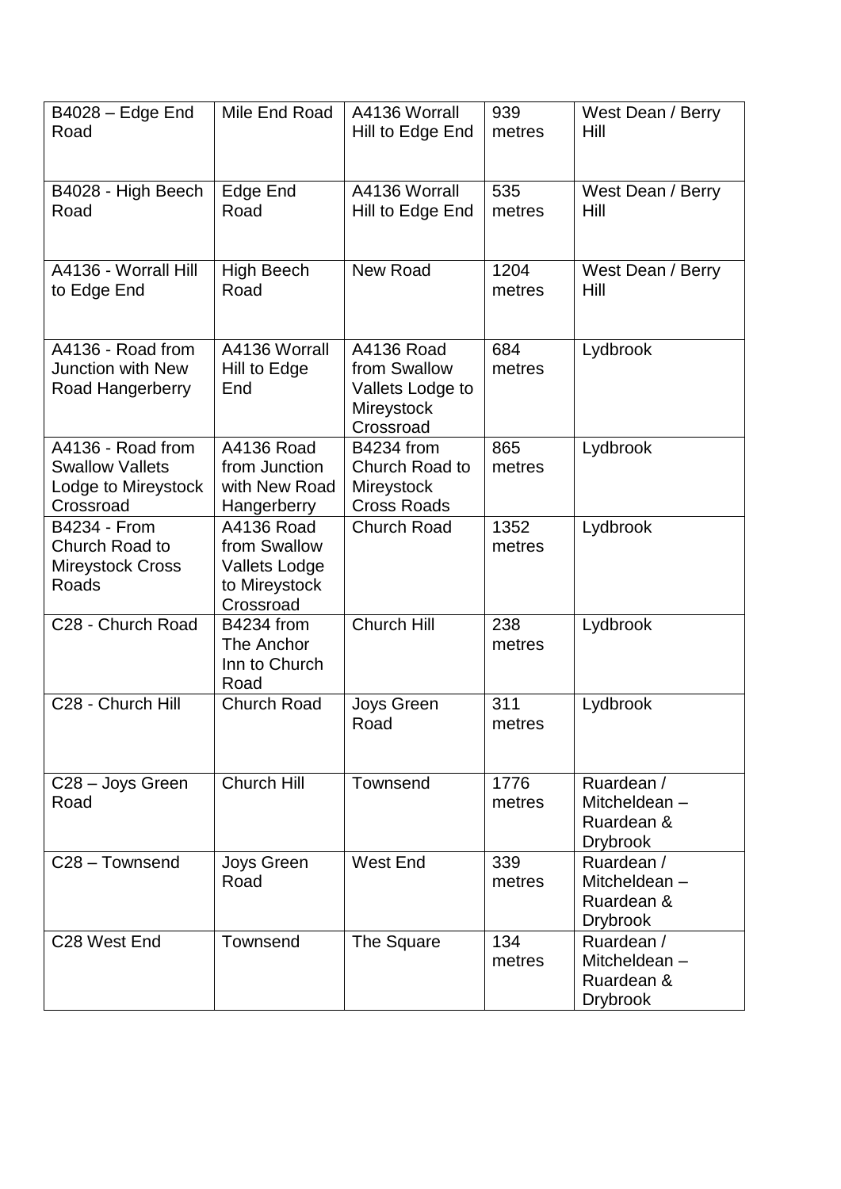| B4028 – Edge End Road | Mile End Road | A4136 Worrall Hill to Edge End | 939 metres | West Dean / Berry Hill |
|---|---|---|---|---|
| B4028 - High Beech Road | Edge End Road | A4136 Worrall Hill to Edge End | 535 metres | West Dean / Berry Hill |
| A4136 - Worrall Hill to Edge End | High Beech Road | New Road | 1204 metres | West Dean / Berry Hill |
| A4136 - Road from Junction with New Road Hangerberry | A4136 Worrall Hill to Edge End | A4136 Road from Swallow Vallets Lodge to Mireystock Crossroad | 684 metres | Lydbrook |
| A4136 - Road from Swallow Vallets Lodge to Mireystock Crossroad | A4136 Road from Junction with New Road Hangerberry | B4234 from Church Road to Mireystock Cross Roads | 865 metres | Lydbrook |
| B4234 - From Church Road to Mireystock Cross Roads | A4136 Road from Swallow Vallets Lodge to Mireystock Crossroad | Church Road | 1352 metres | Lydbrook |
| C28 - Church Road | B4234 from The Anchor Inn to Church Road | Church Hill | 238 metres | Lydbrook |
| C28 - Church Hill | Church Road | Joys Green Road | 311 metres | Lydbrook |
| C28 – Joys Green Road | Church Hill | Townsend | 1776 metres | Ruardean / Mitcheldean – Ruardean & Drybrook |
| C28 – Townsend | Joys Green Road | West End | 339 metres | Ruardean / Mitcheldean – Ruardean & Drybrook |
| C28 West End | Townsend | The Square | 134 metres | Ruardean / Mitcheldean – Ruardean & Drybrook |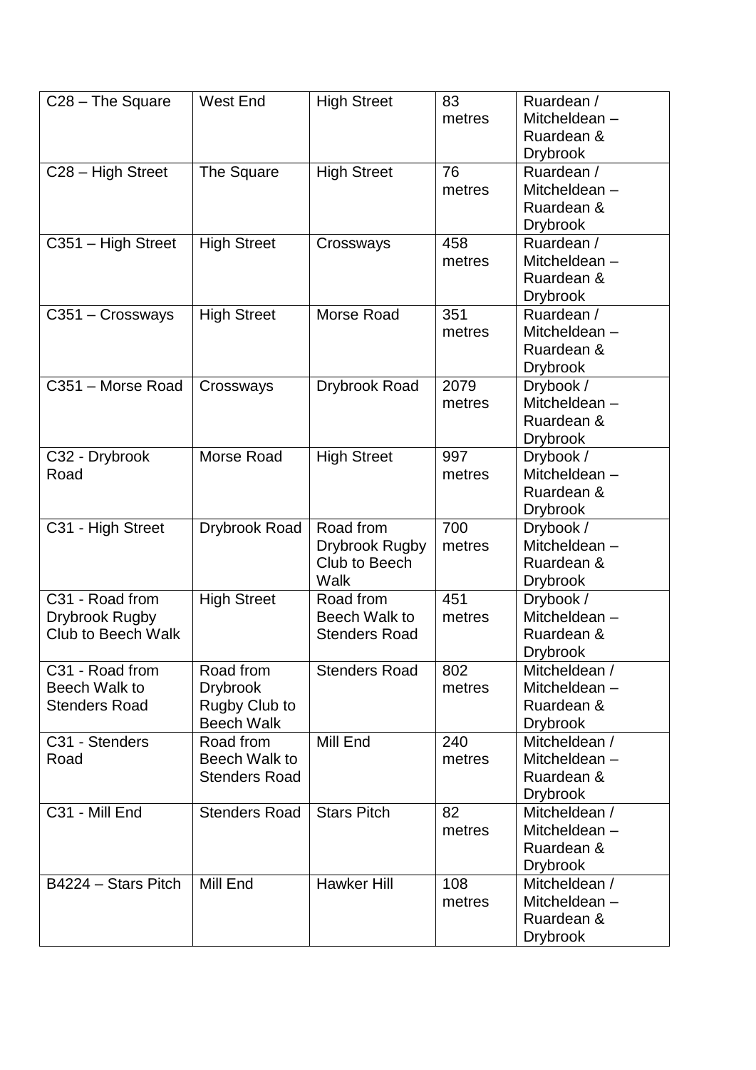| C28 – The Square | West End | High Street | 83 metres | Ruardean / Mitcheldean – Ruardean & Drybrook |
|---|---|---|---|---|
| C28 – High Street | The Square | High Street | 76 metres | Ruardean / Mitcheldean – Ruardean & Drybrook |
| C351 – High Street | High Street | Crossways | 458 metres | Ruardean / Mitcheldean – Ruardean & Drybrook |
| C351 – Crossways | High Street | Morse Road | 351 metres | Ruardean / Mitcheldean – Ruardean & Drybrook |
| C351 – Morse Road | Crossways | Drybrook Road | 2079 metres | Drybook / Mitcheldean – Ruardean & Drybrook |
| C32 - Drybrook Road | Morse Road | High Street | 997 metres | Drybook / Mitcheldean – Ruardean & Drybrook |
| C31 - High Street | Drybrook Road | Road from Drybrook Rugby Club to Beech Walk | 700 metres | Drybook / Mitcheldean – Ruardean & Drybrook |
| C31 - Road from Drybrook Rugby Club to Beech Walk | High Street | Road from Beech Walk to Stenders Road | 451 metres | Drybook / Mitcheldean – Ruardean & Drybrook |
| C31 - Road from Beech Walk to Stenders Road | Road from Drybrook Rugby Club to Beech Walk | Stenders Road | 802 metres | Mitcheldean / Mitcheldean – Ruardean & Drybrook |
| C31 - Stenders Road | Road from Beech Walk to Stenders Road | Mill End | 240 metres | Mitcheldean / Mitcheldean – Ruardean & Drybrook |
| C31 - Mill End | Stenders Road | Stars Pitch | 82 metres | Mitcheldean / Mitcheldean – Ruardean & Drybrook |
| B4224 – Stars Pitch | Mill End | Hawker Hill | 108 metres | Mitcheldean / Mitcheldean – Ruardean & Drybrook |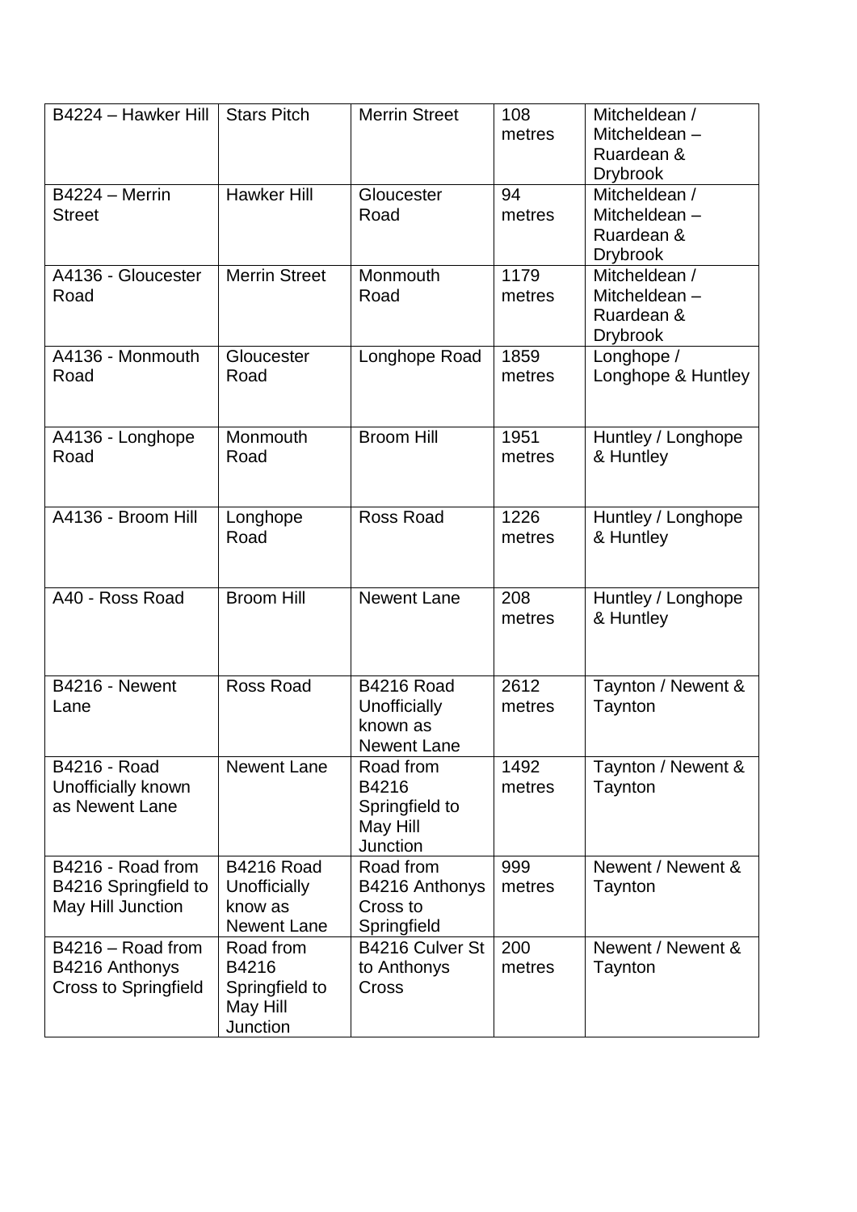| B4224 – Hawker Hill | Stars Pitch | Merrin Street | 108 metres | Mitcheldean / Mitcheldean – Ruardean & Drybrook |
|---|---|---|---|---|
| B4224 – Merrin Street | Hawker Hill | Gloucester Road | 94 metres | Mitcheldean / Mitcheldean – Ruardean & Drybrook |
| A4136 - Gloucester Road | Merrin Street | Monmouth Road | 1179 metres | Mitcheldean / Mitcheldean – Ruardean & Drybrook |
| A4136 - Monmouth Road | Gloucester Road | Longhope Road | 1859 metres | Longhope / Longhope & Huntley |
| A4136 - Longhope Road | Monmouth Road | Broom Hill | 1951 metres | Huntley / Longhope & Huntley |
| A4136 - Broom Hill | Longhope Road | Ross Road | 1226 metres | Huntley / Longhope & Huntley |
| A40 - Ross Road | Broom Hill | Newent Lane | 208 metres | Huntley / Longhope & Huntley |
| B4216 - Newent Lane | Ross Road | B4216 Road Unofficially known as Newent Lane | 2612 metres | Taynton / Newent & Taynton |
| B4216 - Road Unofficially known as Newent Lane | Newent Lane | Road from B4216 Springfield to May Hill Junction | 1492 metres | Taynton / Newent & Taynton |
| B4216 - Road from B4216 Springfield to May Hill Junction | B4216 Road Unofficially know as Newent Lane | Road from B4216 Anthonys Cross to Springfield | 999 metres | Newent / Newent & Taynton |
| B4216 – Road from B4216 Anthonys Cross to Springfield | Road from B4216 Springfield to May Hill Junction | B4216 Culver St to Anthonys Cross | 200 metres | Newent / Newent & Taynton |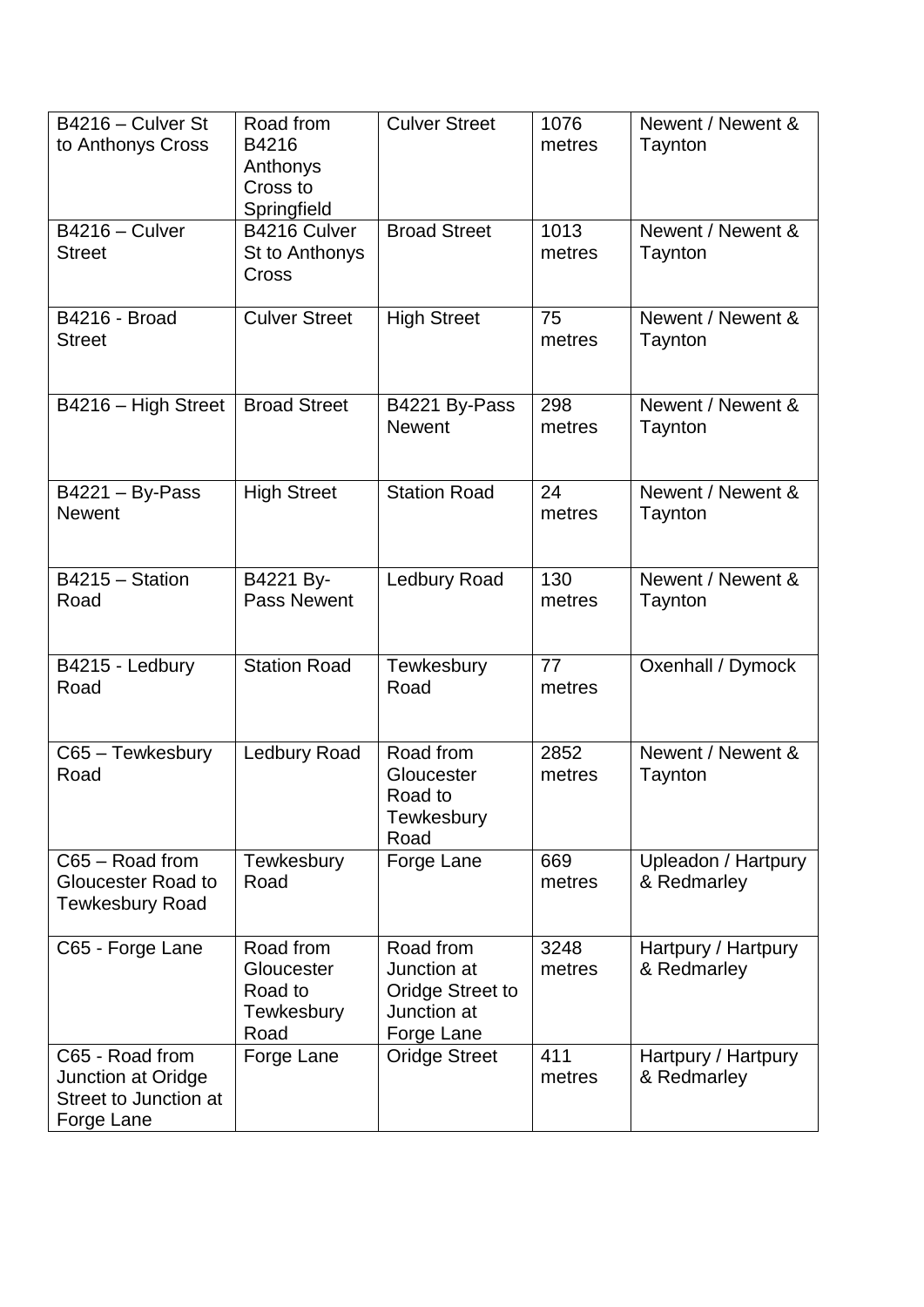| B4216 – Culver St to Anthonys Cross | Road from B4216 Anthonys Cross to Springfield | Culver Street | 1076 metres | Newent / Newent & Taynton |
|---|---|---|---|---|
| B4216 – Culver Street | B4216 Culver St to Anthonys Cross | Broad Street | 1013 metres | Newent / Newent & Taynton |
| B4216 - Broad Street | Culver Street | High Street | 75 metres | Newent / Newent & Taynton |
| B4216 – High Street | Broad Street | B4221 By-Pass Newent | 298 metres | Newent / Newent & Taynton |
| B4221 – By-Pass Newent | High Street | Station Road | 24 metres | Newent / Newent & Taynton |
| B4215 – Station Road | B4221 By-Pass Newent | Ledbury Road | 130 metres | Newent / Newent & Taynton |
| B4215 - Ledbury Road | Station Road | Tewkesbury Road | 77 metres | Oxenhall / Dymock |
| C65 – Tewkesbury Road | Ledbury Road | Road from Gloucester Road to Tewkesbury Road | 2852 metres | Newent / Newent & Taynton |
| C65 – Road from Gloucester Road to Tewkesbury Road | Tewkesbury Road | Forge Lane | 669 metres | Upleadon / Hartpury & Redmarley |
| C65 - Forge Lane | Road from Gloucester Road to Tewkesbury Road | Road from Junction at Oridge Street to Junction at Forge Lane | 3248 metres | Hartpury / Hartpury & Redmarley |
| C65 - Road from Junction at Oridge Street to Junction at Forge Lane | Forge Lane | Oridge Street | 411 metres | Hartpury / Hartpury & Redmarley |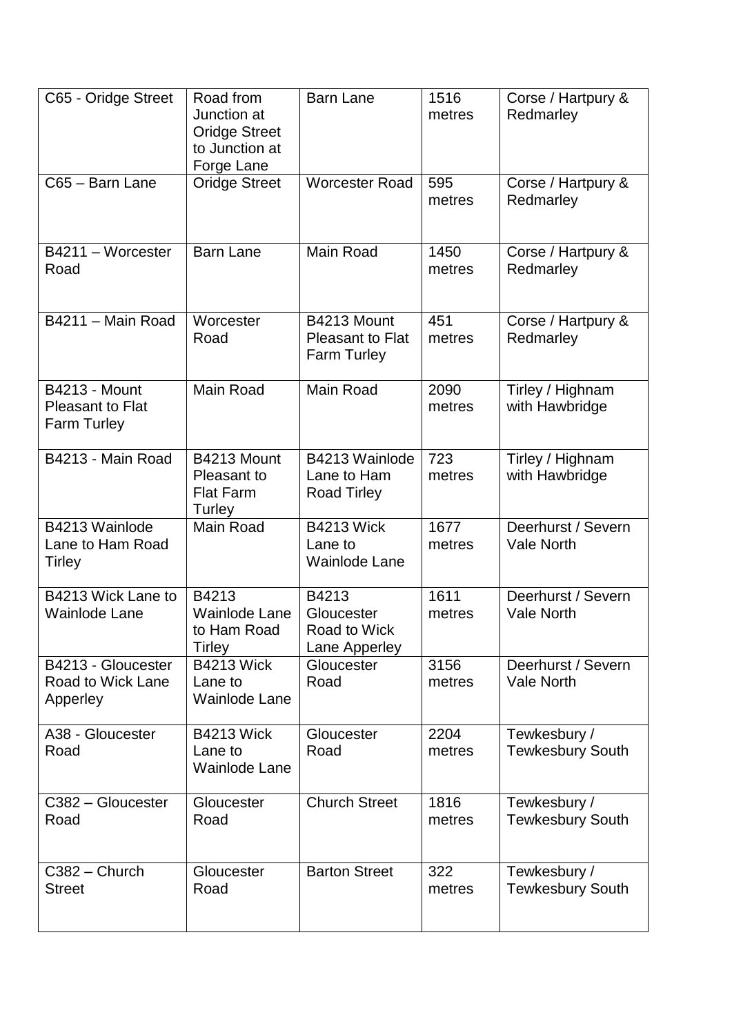| C65 - Oridge Street | Road from Junction at Oridge Street to Junction at Forge Lane | Barn Lane | 1516 metres | Corse / Hartpury & Redmarley |
|---|---|---|---|---|
| C65 – Barn Lane | Oridge Street | Worcester Road | 595 metres | Corse / Hartpury & Redmarley |
| B4211 – Worcester Road | Barn Lane | Main Road | 1450 metres | Corse / Hartpury & Redmarley |
| B4211 – Main Road | Worcester Road | B4213 Mount Pleasant to Flat Farm Turley | 451 metres | Corse / Hartpury & Redmarley |
| B4213 - Mount Pleasant to Flat Farm Turley | Main Road | Main Road | 2090 metres | Tirley / Highnam with Hawbridge |
| B4213 - Main Road | B4213 Mount Pleasant to Flat Farm Turley | B4213 Wainlode Lane to Ham Road Tirley | 723 metres | Tirley / Highnam with Hawbridge |
| B4213 Wainlode Lane to Ham Road Tirley | Main Road | B4213 Wick Lane to Wainlode Lane | 1677 metres | Deerhurst / Severn Vale North |
| B4213 Wick Lane to Wainlode Lane | B4213 Wainlode Lane to Ham Road Tirley | B4213 Gloucester Road to Wick Lane Apperley | 1611 metres | Deerhurst / Severn Vale North |
| B4213 - Gloucester Road to Wick Lane Apperley | B4213 Wick Lane to Wainlode Lane | Gloucester Road | 3156 metres | Deerhurst / Severn Vale North |
| A38 - Gloucester Road | B4213 Wick Lane to Wainlode Lane | Gloucester Road | 2204 metres | Tewkesbury / Tewkesbury South |
| C382 – Gloucester Road | Gloucester Road | Church Street | 1816 metres | Tewkesbury / Tewkesbury South |
| C382 – Church Street | Gloucester Road | Barton Street | 322 metres | Tewkesbury / Tewkesbury South |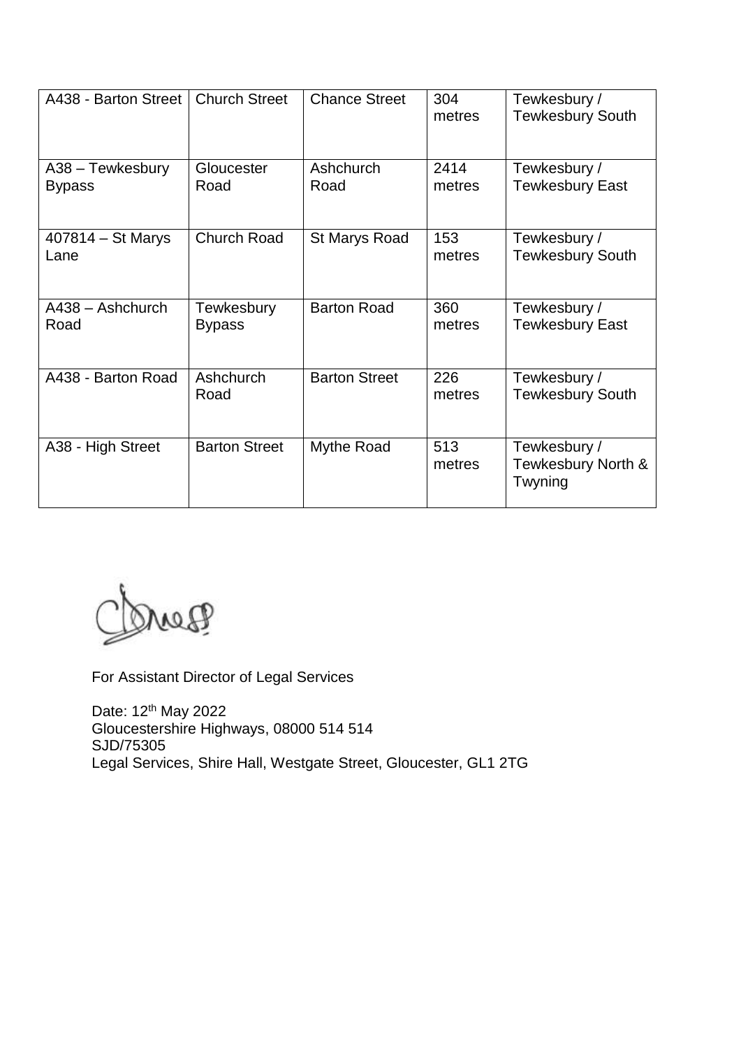| | | | | |
|---|---|---|---|---|
| A438 - Barton Street | Church Street | Chance Street | 304 metres | Tewkesbury / Tewkesbury South |
| A38 – Tewkesbury Bypass | Gloucester Road | Ashchurch Road | 2414 metres | Tewkesbury / Tewkesbury East |
| 407814 – St Marys Lane | Church Road | St Marys Road | 153 metres | Tewkesbury / Tewkesbury South |
| A438 – Ashchurch Road | Tewkesbury Bypass | Barton Road | 360 metres | Tewkesbury / Tewkesbury East |
| A438 - Barton Road | Ashchurch Road | Barton Street | 226 metres | Tewkesbury / Tewkesbury South |
| A38 - High Street | Barton Street | Mythe Road | 513 metres | Tewkesbury / Tewkesbury North & Twyning |

For Assistant Director of Legal Services

Date: 12th May 2022
Gloucestershire Highways, 08000 514 514
SJD/75305
Legal Services, Shire Hall, Westgate Street, Gloucester, GL1 2TG